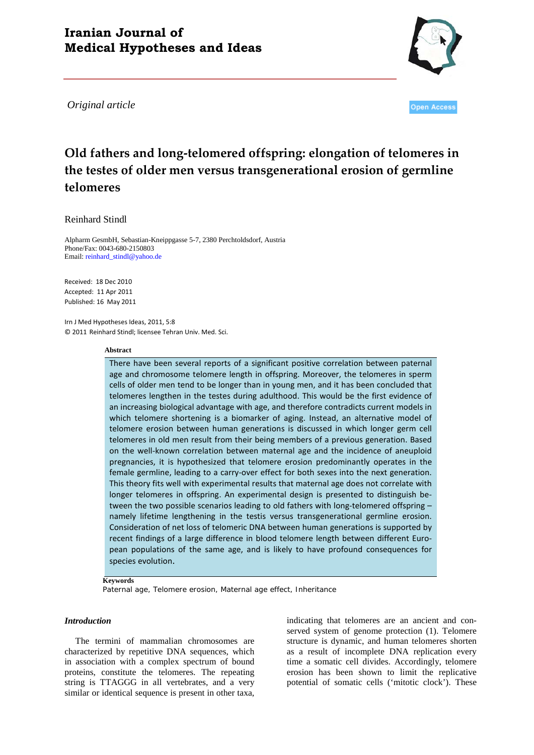# Iranian Journal of Medical Hypotheses and Ideas

*Original article*

Open Access

## Old fathers and long-telomered offspring: elongation of telomeres in the testes of older men versus transgenerational erosion of germline telomeres

Reinhard Stindl

Alpharm GesmbH, Sebastian-Kneippgasse 5-7, 2380 Perchtoldsdorf, Austria
Phone/Fax: 0043-680-2150803
Email: reinhard_stindl@yahoo.de

Received: 18 Dec 2010
Accepted: 11 Apr 2011
Published: 16 May 2011

Irn J Med Hypotheses Ideas, 2011, 5:8
© 2011 Reinhard Stindl; licensee Tehran Univ. Med. Sci.

**Abstract**

There have been several reports of a significant positive correlation between paternal age and chromosome telomere length in offspring. Moreover, the telomeres in sperm cells of older men tend to be longer than in young men, and it has been concluded that telomeres lengthen in the testes during adulthood. This would be the first evidence of an increasing biological advantage with age, and therefore contradicts current models in which telomere shortening is a biomarker of aging. Instead, an alternative model of telomere erosion between human generations is discussed in which longer germ cell telomeres in old men result from their being members of a previous generation. Based on the well-known correlation between maternal age and the incidence of aneuploid pregnancies, it is hypothesized that telomere erosion predominantly operates in the female germline, leading to a carry-over effect for both sexes into the next generation. This theory fits well with experimental results that maternal age does not correlate with longer telomeres in offspring. An experimental design is presented to distinguish between the two possible scenarios leading to old fathers with long-telomered offspring – namely lifetime lengthening in the testis versus transgenerational germline erosion. Consideration of net loss of telomeric DNA between human generations is supported by recent findings of a large difference in blood telomere length between different European populations of the same age, and is likely to have profound consequences for species evolution.

**Keywords**
Paternal age, Telomere erosion, Maternal age effect, Inheritance

### *Introduction*

The termini of mammalian chromosomes are characterized by repetitive DNA sequences, which in association with a complex spectrum of bound proteins, constitute the telomeres. The repeating string is TTAGGG in all vertebrates, and a very similar or identical sequence is present in other taxa, indicating that telomeres are an ancient and conserved system of genome protection (1). Telomere structure is dynamic, and human telomeres shorten as a result of incomplete DNA replication every time a somatic cell divides. Accordingly, telomere erosion has been shown to limit the replicative potential of somatic cells ('mitotic clock'). These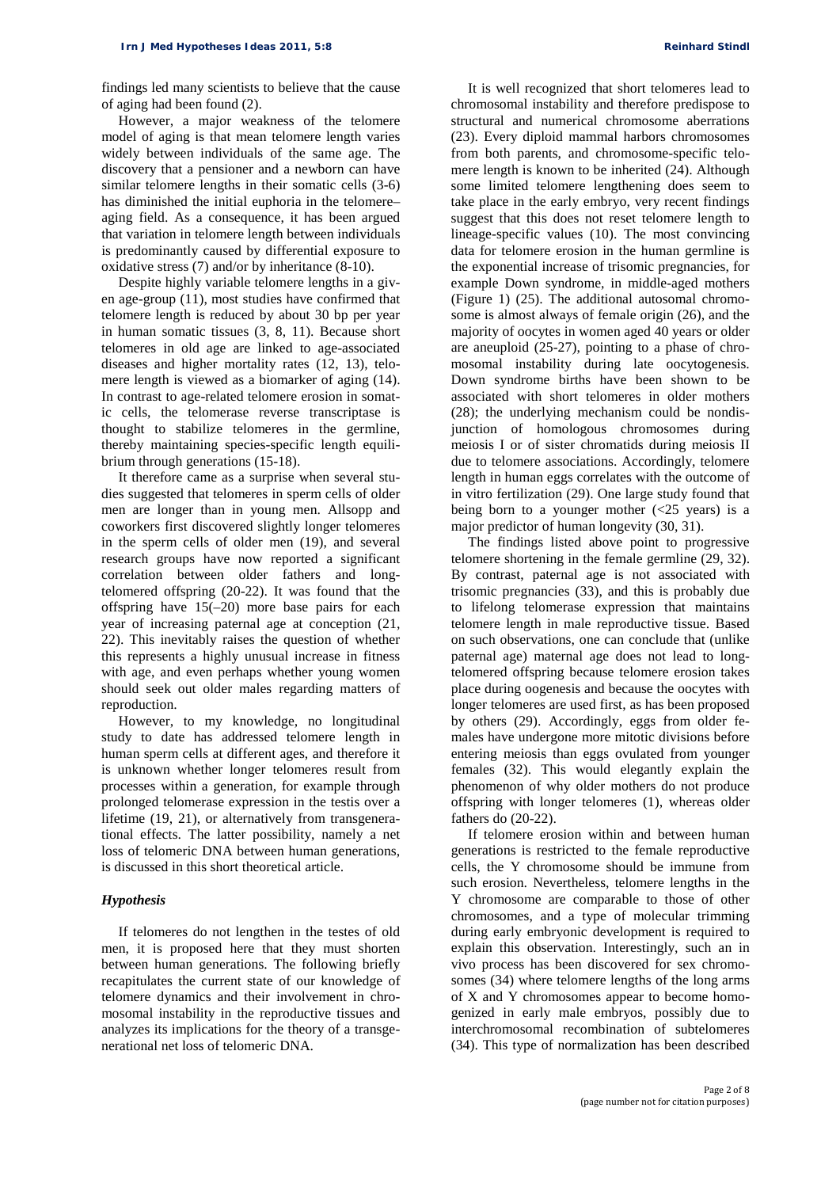findings led many scientists to believe that the cause of aging had been found (2).

However, a major weakness of the telomere model of aging is that mean telomere length varies widely between individuals of the same age. The discovery that a pensioner and a newborn can have similar telomere lengths in their somatic cells (3-6) has diminished the initial euphoria in the telomere–aging field. As a consequence, it has been argued that variation in telomere length between individuals is predominantly caused by differential exposure to oxidative stress (7) and/or by inheritance (8-10).

Despite highly variable telomere lengths in a given age-group (11), most studies have confirmed that telomere length is reduced by about 30 bp per year in human somatic tissues (3, 8, 11). Because short telomeres in old age are linked to age-associated diseases and higher mortality rates (12, 13), telomere length is viewed as a biomarker of aging (14). In contrast to age-related telomere erosion in somatic cells, the telomerase reverse transcriptase is thought to stabilize telomeres in the germline, thereby maintaining species-specific length equilibrium through generations (15-18).

It therefore came as a surprise when several studies suggested that telomeres in sperm cells of older men are longer than in young men. Allsopp and coworkers first discovered slightly longer telomeres in the sperm cells of older men (19), and several research groups have now reported a significant correlation between older fathers and long-telomered offspring (20-22). It was found that the offspring have 15(–20) more base pairs for each year of increasing paternal age at conception (21, 22). This inevitably raises the question of whether this represents a highly unusual increase in fitness with age, and even perhaps whether young women should seek out older males regarding matters of reproduction.

However, to my knowledge, no longitudinal study to date has addressed telomere length in human sperm cells at different ages, and therefore it is unknown whether longer telomeres result from processes within a generation, for example through prolonged telomerase expression in the testis over a lifetime (19, 21), or alternatively from transgenerational effects. The latter possibility, namely a net loss of telomeric DNA between human generations, is discussed in this short theoretical article.

## *Hypothesis*

If telomeres do not lengthen in the testes of old men, it is proposed here that they must shorten between human generations. The following briefly recapitulates the current state of our knowledge of telomere dynamics and their involvement in chromosomal instability in the reproductive tissues and analyzes its implications for the theory of a transgenerational net loss of telomeric DNA.

It is well recognized that short telomeres lead to chromosomal instability and therefore predispose to structural and numerical chromosome aberrations (23). Every diploid mammal harbors chromosomes from both parents, and chromosome-specific telomere length is known to be inherited (24). Although some limited telomere lengthening does seem to take place in the early embryo, very recent findings suggest that this does not reset telomere length to lineage-specific values (10). The most convincing data for telomere erosion in the human germline is the exponential increase of trisomic pregnancies, for example Down syndrome, in middle-aged mothers (Figure 1) (25). The additional autosomal chromosome is almost always of female origin (26), and the majority of oocytes in women aged 40 years or older are aneuploid (25-27), pointing to a phase of chromosomal instability during late oocytogenesis. Down syndrome births have been shown to be associated with short telomeres in older mothers (28); the underlying mechanism could be nondisjunction of homologous chromosomes during meiosis I or of sister chromatids during meiosis II due to telomere associations. Accordingly, telomere length in human eggs correlates with the outcome of in vitro fertilization (29). One large study found that being born to a younger mother (<25 years) is a major predictor of human longevity (30, 31).

The findings listed above point to progressive telomere shortening in the female germline (29, 32). By contrast, paternal age is not associated with trisomic pregnancies (33), and this is probably due to lifelong telomerase expression that maintains telomere length in male reproductive tissue. Based on such observations, one can conclude that (unlike paternal age) maternal age does not lead to long-telomered offspring because telomere erosion takes place during oogenesis and because the oocytes with longer telomeres are used first, as has been proposed by others (29). Accordingly, eggs from older females have undergone more mitotic divisions before entering meiosis than eggs ovulated from younger females (32). This would elegantly explain the phenomenon of why older mothers do not produce offspring with longer telomeres (1), whereas older fathers do (20-22).

If telomere erosion within and between human generations is restricted to the female reproductive cells, the Y chromosome should be immune from such erosion. Nevertheless, telomere lengths in the Y chromosome are comparable to those of other chromosomes, and a type of molecular trimming during early embryonic development is required to explain this observation. Interestingly, such an in vivo process has been discovered for sex chromosomes (34) where telomere lengths of the long arms of X and Y chromosomes appear to become homogenized in early male embryos, possibly due to interchromosomal recombination of subtelomeres (34). This type of normalization has been described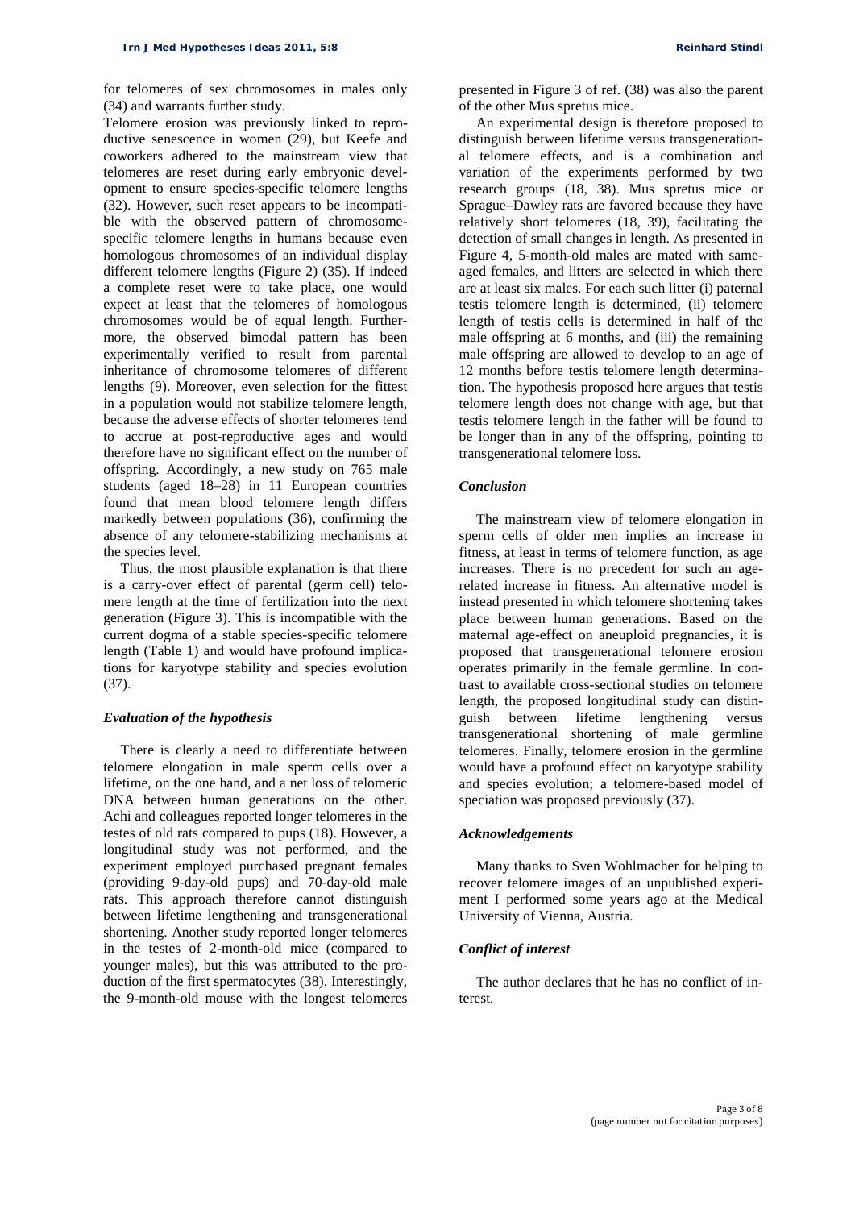for telomeres of sex chromosomes in males only (34) and warrants further study.

Telomere erosion was previously linked to reproductive senescence in women (29), but Keefe and coworkers adhered to the mainstream view that telomeres are reset during early embryonic development to ensure species-specific telomere lengths (32). However, such reset appears to be incompatible with the observed pattern of chromosome-specific telomere lengths in humans because even homologous chromosomes of an individual display different telomere lengths (Figure 2) (35). If indeed a complete reset were to take place, one would expect at least that the telomeres of homologous chromosomes would be of equal length. Furthermore, the observed bimodal pattern has been experimentally verified to result from parental inheritance of chromosome telomeres of different lengths (9). Moreover, even selection for the fittest in a population would not stabilize telomere length, because the adverse effects of shorter telomeres tend to accrue at post-reproductive ages and would therefore have no significant effect on the number of offspring. Accordingly, a new study on 765 male students (aged 18–28) in 11 European countries found that mean blood telomere length differs markedly between populations (36), confirming the absence of any telomere-stabilizing mechanisms at the species level.

Thus, the most plausible explanation is that there is a carry-over effect of parental (germ cell) telomere length at the time of fertilization into the next generation (Figure 3). This is incompatible with the current dogma of a stable species-specific telomere length (Table 1) and would have profound implications for karyotype stability and species evolution (37).

### *Evaluation of the hypothesis*

There is clearly a need to differentiate between telomere elongation in male sperm cells over a lifetime, on the one hand, and a net loss of telomeric DNA between human generations on the other. Achi and colleagues reported longer telomeres in the testes of old rats compared to pups (18). However, a longitudinal study was not performed, and the experiment employed purchased pregnant females (providing 9-day-old pups) and 70-day-old male rats. This approach therefore cannot distinguish between lifetime lengthening and transgenerational shortening. Another study reported longer telomeres in the testes of 2-month-old mice (compared to younger males), but this was attributed to the production of the first spermatocytes (38). Interestingly, the 9-month-old mouse with the longest telomeres presented in Figure 3 of ref. (38) was also the parent of the other Mus spretus mice.

An experimental design is therefore proposed to distinguish between lifetime versus transgenerational telomere effects, and is a combination and variation of the experiments performed by two research groups (18, 38). Mus spretus mice or Sprague–Dawley rats are favored because they have relatively short telomeres (18, 39), facilitating the detection of small changes in length. As presented in Figure 4, 5-month-old males are mated with same-aged females, and litters are selected in which there are at least six males. For each such litter (i) paternal testis telomere length is determined, (ii) telomere length of testis cells is determined in half of the male offspring at 6 months, and (iii) the remaining male offspring are allowed to develop to an age of 12 months before testis telomere length determination. The hypothesis proposed here argues that testis telomere length does not change with age, but that testis telomere length in the father will be found to be longer than in any of the offspring, pointing to transgenerational telomere loss.

### *Conclusion*

The mainstream view of telomere elongation in sperm cells of older men implies an increase in fitness, at least in terms of telomere function, as age increases. There is no precedent for such an age-related increase in fitness. An alternative model is instead presented in which telomere shortening takes place between human generations. Based on the maternal age-effect on aneuploid pregnancies, it is proposed that transgenerational telomere erosion operates primarily in the female germline. In contrast to available cross-sectional studies on telomere length, the proposed longitudinal study can distinguish between lifetime lengthening versus transgenerational shortening of male germline telomeres. Finally, telomere erosion in the germline would have a profound effect on karyotype stability and species evolution; a telomere-based model of speciation was proposed previously (37).

### *Acknowledgements*

Many thanks to Sven Wohlmacher for helping to recover telomere images of an unpublished experiment I performed some years ago at the Medical University of Vienna, Austria.

### *Conflict of interest*

The author declares that he has no conflict of interest.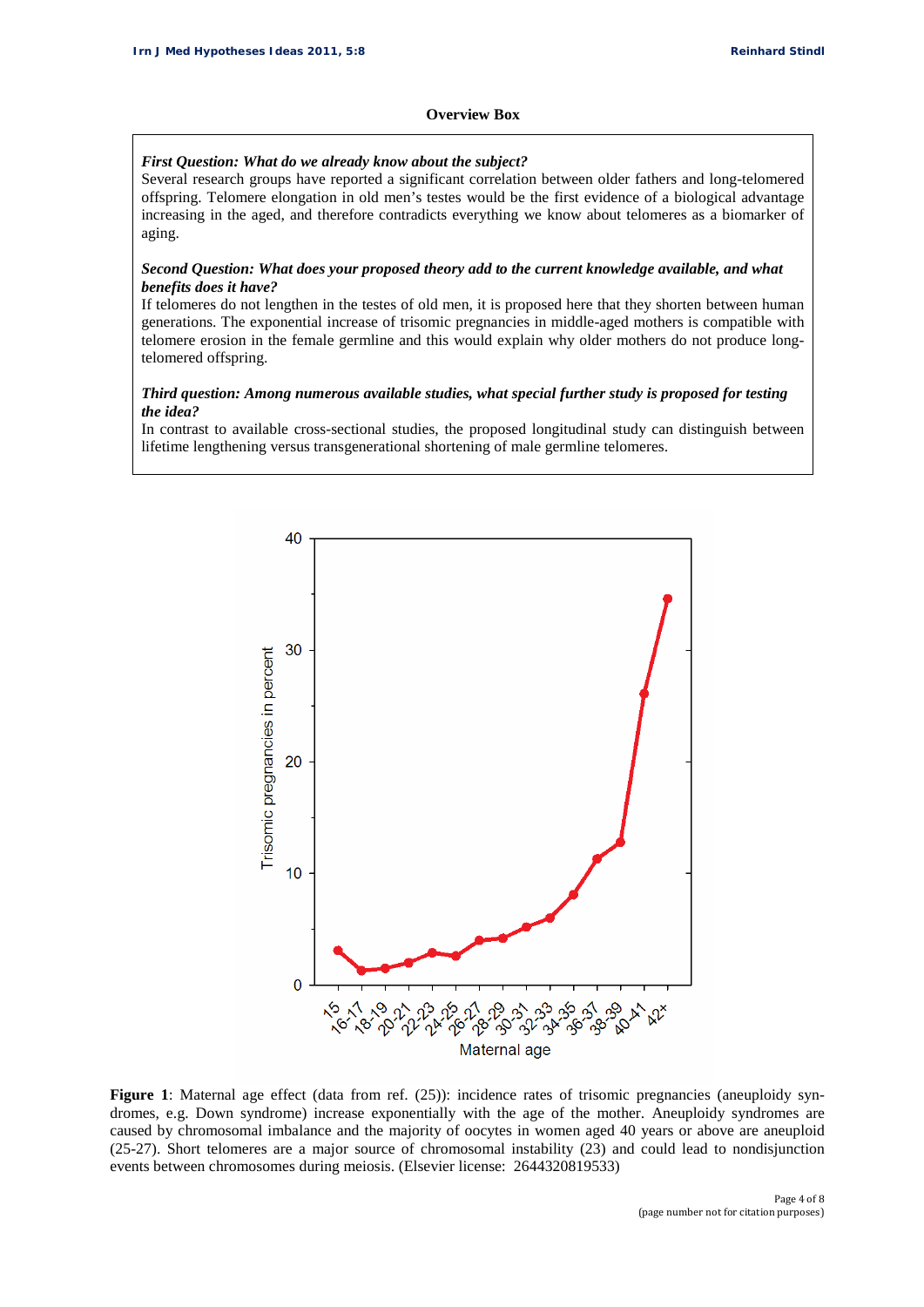**Overview Box**

***First Question: What do we already know about the subject?***

Several research groups have reported a significant correlation between older fathers and long-telomered offspring. Telomere elongation in old men's testes would be the first evidence of a biological advantage increasing in the aged, and therefore contradicts everything we know about telomeres as a biomarker of aging.

***Second Question: What does your proposed theory add to the current knowledge available, and what benefits does it have?***

If telomeres do not lengthen in the testes of old men, it is proposed here that they shorten between human generations. The exponential increase of trisomic pregnancies in middle-aged mothers is compatible with telomere erosion in the female germline and this would explain why older mothers do not produce long-telomered offspring.

***Third question: Among numerous available studies, what special further study is proposed for testing the idea?***

In contrast to available cross-sectional studies, the proposed longitudinal study can distinguish between lifetime lengthening versus transgenerational shortening of male germline telomeres.

**Figure 1**: Maternal age effect (data from ref. (25)): incidence rates of trisomic pregnancies (aneuploidy syndromes, e.g. Down syndrome) increase exponentially with the age of the mother. Aneuploidy syndromes are caused by chromosomal imbalance and the majority of oocytes in women aged 40 years or above are aneuploid (25-27). Short telomeres are a major source of chromosomal instability (23) and could lead to nondisjunction events between chromosomes during meiosis. (Elsevier license: 2644320819533)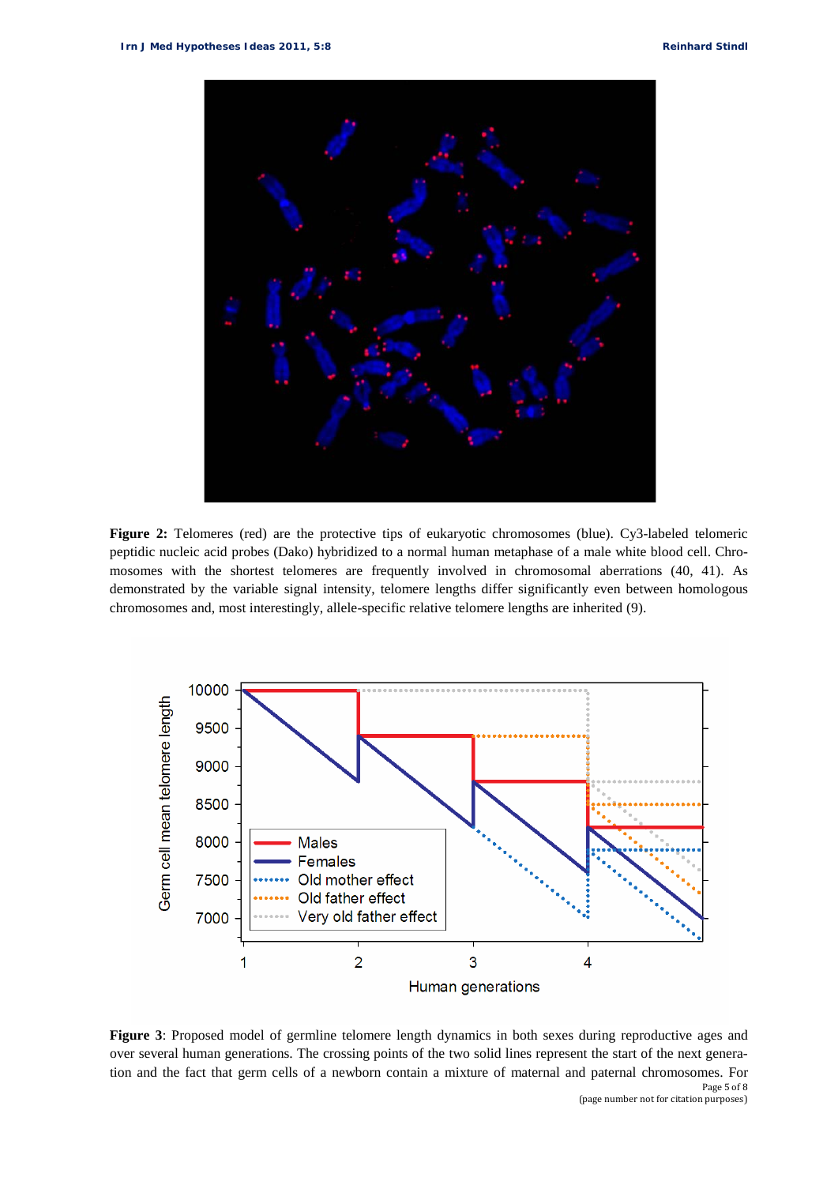**Figure 2:** Telomeres (red) are the protective tips of eukaryotic chromosomes (blue). Cy3-labeled telomeric peptidic nucleic acid probes (Dako) hybridized to a normal human metaphase of a male white blood cell. Chromosomes with the shortest telomeres are frequently involved in chromosomal aberrations (40, 41). As demonstrated by the variable signal intensity, telomere lengths differ significantly even between homologous chromosomes and, most interestingly, allele-specific relative telomere lengths are inherited (9).

**Figure 3**: Proposed model of germline telomere length dynamics in both sexes during reproductive ages and over several human generations. The crossing points of the two solid lines represent the start of the next generation and the fact that germ cells of a newborn contain a mixture of maternal and paternal chromosomes. For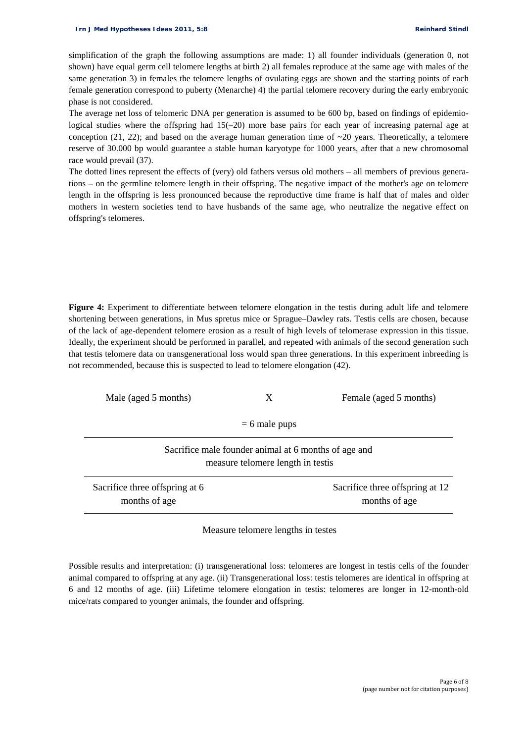simplification of the graph the following assumptions are made: 1) all founder individuals (generation 0, not shown) have equal germ cell telomere lengths at birth 2) all females reproduce at the same age with males of the same generation 3) in females the telomere lengths of ovulating eggs are shown and the starting points of each female generation correspond to puberty (Menarche) 4) the partial telomere recovery during the early embryonic phase is not considered.

The average net loss of telomeric DNA per generation is assumed to be 600 bp, based on findings of epidemiological studies where the offspring had 15(–20) more base pairs for each year of increasing paternal age at conception (21, 22); and based on the average human generation time of ~20 years. Theoretically, a telomere reserve of 30.000 bp would guarantee a stable human karyotype for 1000 years, after that a new chromosomal race would prevail (37).

The dotted lines represent the effects of (very) old fathers versus old mothers – all members of previous generations – on the germline telomere length in their offspring. The negative impact of the mother's age on telomere length in the offspring is less pronounced because the reproductive time frame is half that of males and older mothers in western societies tend to have husbands of the same age, who neutralize the negative effect on offspring's telomeres.

**Figure 4:** Experiment to differentiate between telomere elongation in the testis during adult life and telomere shortening between generations, in Mus spretus mice or Sprague–Dawley rats. Testis cells are chosen, because of the lack of age-dependent telomere erosion as a result of high levels of telomerase expression in this tissue. Ideally, the experiment should be performed in parallel, and repeated with animals of the second generation such that testis telomere data on transgenerational loss would span three generations. In this experiment inbreeding is not recommended, because this is suspected to lead to telomere elongation (42).

| Male (aged 5 months) | X | Female (aged 5 months) |
|---|---|---|
| | = 6 male pups | |
| | Sacrifice male founder animal at 6 months of age and measure telomere length in testis | |
| Sacrifice three offspring at 6 months of age | | Sacrifice three offspring at 12 months of age |
| | Measure telomere lengths in testes | |

Possible results and interpretation: (i) transgenerational loss: telomeres are longest in testis cells of the founder animal compared to offspring at any age. (ii) Transgenerational loss: testis telomeres are identical in offspring at 6 and 12 months of age. (iii) Lifetime telomere elongation in testis: telomeres are longer in 12-month-old mice/rats compared to younger animals, the founder and offspring.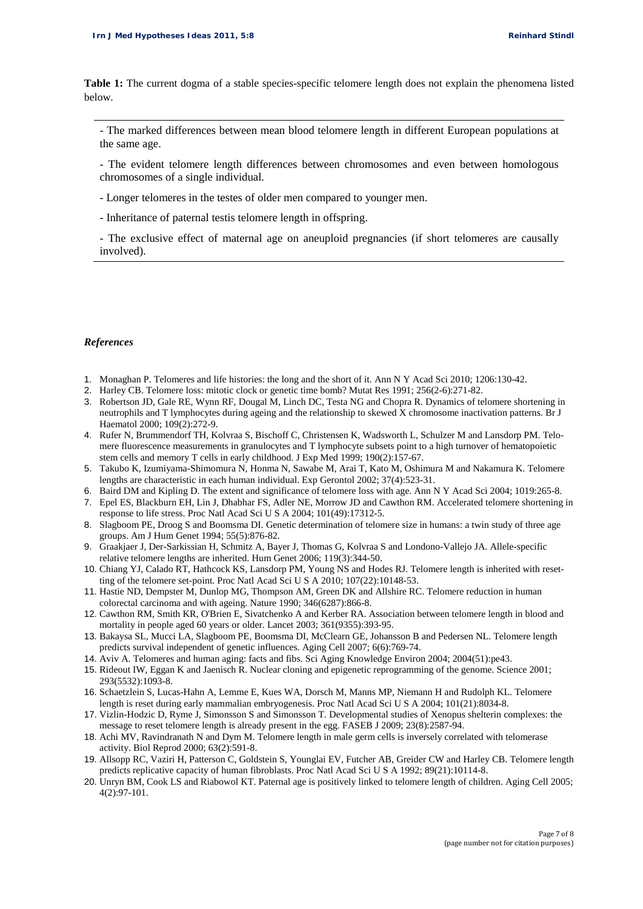**Table 1:** The current dogma of a stable species-specific telomere length does not explain the phenomena listed below.

- The marked differences between mean blood telomere length in different European populations at the same age.
- The evident telomere length differences between chromosomes and even between homologous chromosomes of a single individual.
- Longer telomeres in the testes of older men compared to younger men.
- Inheritance of paternal testis telomere length in offspring.
- The exclusive effect of maternal age on aneuploid pregnancies (if short telomeres are causally involved).

### *References*

1. Monaghan P. Telomeres and life histories: the long and the short of it. Ann N Y Acad Sci 2010; 1206:130-42.
2. Harley CB. Telomere loss: mitotic clock or genetic time bomb? Mutat Res 1991; 256(2-6):271-82.
3. Robertson JD, Gale RE, Wynn RF, Dougal M, Linch DC, Testa NG and Chopra R. Dynamics of telomere shortening in neutrophils and T lymphocytes during ageing and the relationship to skewed X chromosome inactivation patterns. Br J Haematol 2000; 109(2):272-9.
4. Rufer N, Brummendorf TH, Kolvraa S, Bischoff C, Christensen K, Wadsworth L, Schulzer M and Lansdorp PM. Telomere fluorescence measurements in granulocytes and T lymphocyte subsets point to a high turnover of hematopoietic stem cells and memory T cells in early childhood. J Exp Med 1999; 190(2):157-67.
5. Takubo K, Izumiyama-Shimomura N, Honma N, Sawabe M, Arai T, Kato M, Oshimura M and Nakamura K. Telomere lengths are characteristic in each human individual. Exp Gerontol 2002; 37(4):523-31.
6. Baird DM and Kipling D. The extent and significance of telomere loss with age. Ann N Y Acad Sci 2004; 1019:265-8.
7. Epel ES, Blackburn EH, Lin J, Dhabhar FS, Adler NE, Morrow JD and Cawthon RM. Accelerated telomere shortening in response to life stress. Proc Natl Acad Sci U S A 2004; 101(49):17312-5.
8. Slagboom PE, Droog S and Boomsma DI. Genetic determination of telomere size in humans: a twin study of three age groups. Am J Hum Genet 1994; 55(5):876-82.
9. Graakjaer J, Der-Sarkissian H, Schmitz A, Bayer J, Thomas G, Kolvraa S and Londono-Vallejo JA. Allele-specific relative telomere lengths are inherited. Hum Genet 2006; 119(3):344-50.
10. Chiang YJ, Calado RT, Hathcock KS, Lansdorp PM, Young NS and Hodes RJ. Telomere length is inherited with resetting of the telomere set-point. Proc Natl Acad Sci U S A 2010; 107(22):10148-53.
11. Hastie ND, Dempster M, Dunlop MG, Thompson AM, Green DK and Allshire RC. Telomere reduction in human colorectal carcinoma and with ageing. Nature 1990; 346(6287):866-8.
12. Cawthon RM, Smith KR, O'Brien E, Sivatchenko A and Kerber RA. Association between telomere length in blood and mortality in people aged 60 years or older. Lancet 2003; 361(9355):393-95.
13. Bakaysa SL, Mucci LA, Slagboom PE, Boomsma DI, McClearn GE, Johansson B and Pedersen NL. Telomere length predicts survival independent of genetic influences. Aging Cell 2007; 6(6):769-74.
14. Aviv A. Telomeres and human aging: facts and fibs. Sci Aging Knowledge Environ 2004; 2004(51):pe43.
15. Rideout IW, Eggan K and Jaenisch R. Nuclear cloning and epigenetic reprogramming of the genome. Science 2001; 293(5532):1093-8.
16. Schaetzlein S, Lucas-Hahn A, Lemme E, Kues WA, Dorsch M, Manns MP, Niemann H and Rudolph KL. Telomere length is reset during early mammalian embryogenesis. Proc Natl Acad Sci U S A 2004; 101(21):8034-8.
17. Vizlin-Hodzic D, Ryme J, Simonsson S and Simonsson T. Developmental studies of Xenopus shelterin complexes: the message to reset telomere length is already present in the egg. FASEB J 2009; 23(8):2587-94.
18. Achi MV, Ravindranath N and Dym M. Telomere length in male germ cells is inversely correlated with telomerase activity. Biol Reprod 2000; 63(2):591-8.
19. Allsopp RC, Vaziri H, Patterson C, Goldstein S, Younglai EV, Futcher AB, Greider CW and Harley CB. Telomere length predicts replicative capacity of human fibroblasts. Proc Natl Acad Sci U S A 1992; 89(21):10114-8.
20. Unryn BM, Cook LS and Riabowol KT. Paternal age is positively linked to telomere length of children. Aging Cell 2005; 4(2):97-101.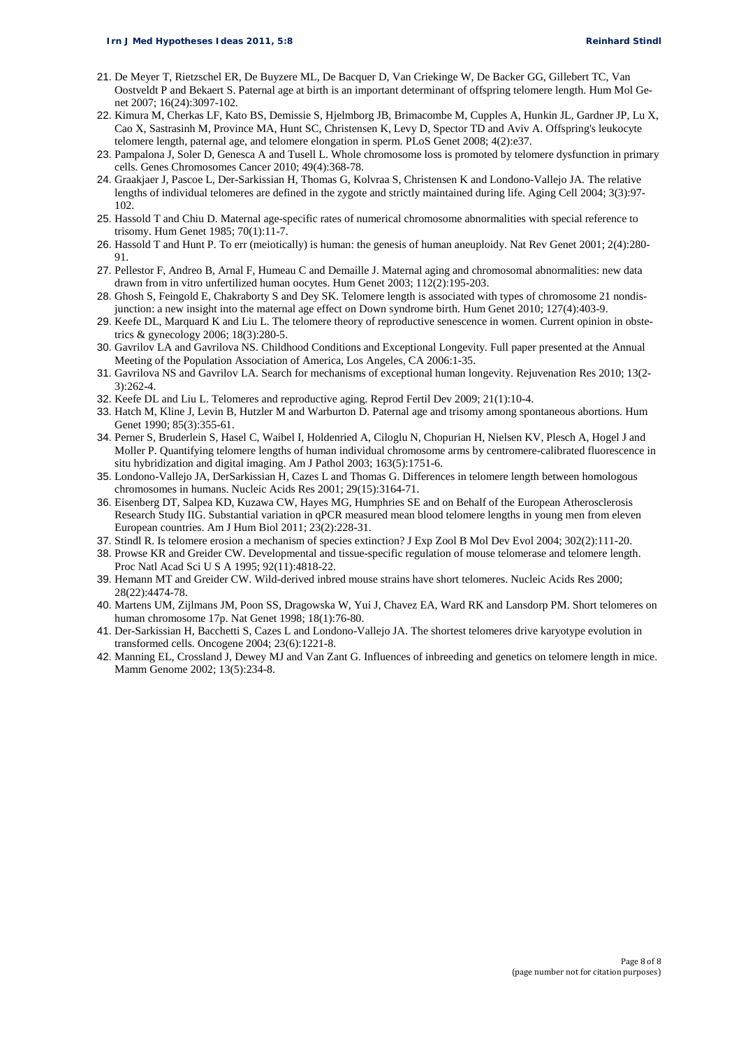21. De Meyer T, Rietzschel ER, De Buyzere ML, De Bacquer D, Van Criekinge W, De Backer GG, Gillebert TC, Van Oostveldt P and Bekaert S. Paternal age at birth is an important determinant of offspring telomere length. Hum Mol Genet 2007; 16(24):3097-102.
22. Kimura M, Cherkas LF, Kato BS, Demissie S, Hjelmborg JB, Brimacombe M, Cupples A, Hunkin JL, Gardner JP, Lu X, Cao X, Sastrasinh M, Province MA, Hunt SC, Christensen K, Levy D, Spector TD and Aviv A. Offspring's leukocyte telomere length, paternal age, and telomere elongation in sperm. PLoS Genet 2008; 4(2):e37.
23. Pampalona J, Soler D, Genesca A and Tusell L. Whole chromosome loss is promoted by telomere dysfunction in primary cells. Genes Chromosomes Cancer 2010; 49(4):368-78.
24. Graakjaer J, Pascoe L, Der-Sarkissian H, Thomas G, Kolvraa S, Christensen K and Londono-Vallejo JA. The relative lengths of individual telomeres are defined in the zygote and strictly maintained during life. Aging Cell 2004; 3(3):97-102.
25. Hassold T and Chiu D. Maternal age-specific rates of numerical chromosome abnormalities with special reference to trisomy. Hum Genet 1985; 70(1):11-7.
26. Hassold T and Hunt P. To err (meiotically) is human: the genesis of human aneuploidy. Nat Rev Genet 2001; 2(4):280-91.
27. Pellestor F, Andreo B, Arnal F, Humeau C and Demaille J. Maternal aging and chromosomal abnormalities: new data drawn from in vitro unfertilized human oocytes. Hum Genet 2003; 112(2):195-203.
28. Ghosh S, Feingold E, Chakraborty S and Dey SK. Telomere length is associated with types of chromosome 21 nondisjunction: a new insight into the maternal age effect on Down syndrome birth. Hum Genet 2010; 127(4):403-9.
29. Keefe DL, Marquard K and Liu L. The telomere theory of reproductive senescence in women. Current opinion in obstetrics & gynecology 2006; 18(3):280-5.
30. Gavrilov LA and Gavrilova NS. Childhood Conditions and Exceptional Longevity. Full paper presented at the Annual Meeting of the Population Association of America, Los Angeles, CA 2006:1-35.
31. Gavrilova NS and Gavrilov LA. Search for mechanisms of exceptional human longevity. Rejuvenation Res 2010; 13(2-3):262-4.
32. Keefe DL and Liu L. Telomeres and reproductive aging. Reprod Fertil Dev 2009; 21(1):10-4.
33. Hatch M, Kline J, Levin B, Hutzler M and Warburton D. Paternal age and trisomy among spontaneous abortions. Hum Genet 1990; 85(3):355-61.
34. Perner S, Bruderlein S, Hasel C, Waibel I, Holdenried A, Ciloglu N, Chopurian H, Nielsen KV, Plesch A, Hogel J and Moller P. Quantifying telomere lengths of human individual chromosome arms by centromere-calibrated fluorescence in situ hybridization and digital imaging. Am J Pathol 2003; 163(5):1751-6.
35. Londono-Vallejo JA, DerSarkissian H, Cazes L and Thomas G. Differences in telomere length between homologous chromosomes in humans. Nucleic Acids Res 2001; 29(15):3164-71.
36. Eisenberg DT, Salpea KD, Kuzawa CW, Hayes MG, Humphries SE and on Behalf of the European Atherosclerosis Research Study IIG. Substantial variation in qPCR measured mean blood telomere lengths in young men from eleven European countries. Am J Hum Biol 2011; 23(2):228-31.
37. Stindl R. Is telomere erosion a mechanism of species extinction? J Exp Zool B Mol Dev Evol 2004; 302(2):111-20.
38. Prowse KR and Greider CW. Developmental and tissue-specific regulation of mouse telomerase and telomere length. Proc Natl Acad Sci U S A 1995; 92(11):4818-22.
39. Hemann MT and Greider CW. Wild-derived inbred mouse strains have short telomeres. Nucleic Acids Res 2000; 28(22):4474-78.
40. Martens UM, Zijlmans JM, Poon SS, Dragowska W, Yui J, Chavez EA, Ward RK and Lansdorp PM. Short telomeres on human chromosome 17p. Nat Genet 1998; 18(1):76-80.
41. Der-Sarkissian H, Bacchetti S, Cazes L and Londono-Vallejo JA. The shortest telomeres drive karyotype evolution in transformed cells. Oncogene 2004; 23(6):1221-8.
42. Manning EL, Crossland J, Dewey MJ and Van Zant G. Influences of inbreeding and genetics on telomere length in mice. Mamm Genome 2002; 13(5):234-8.